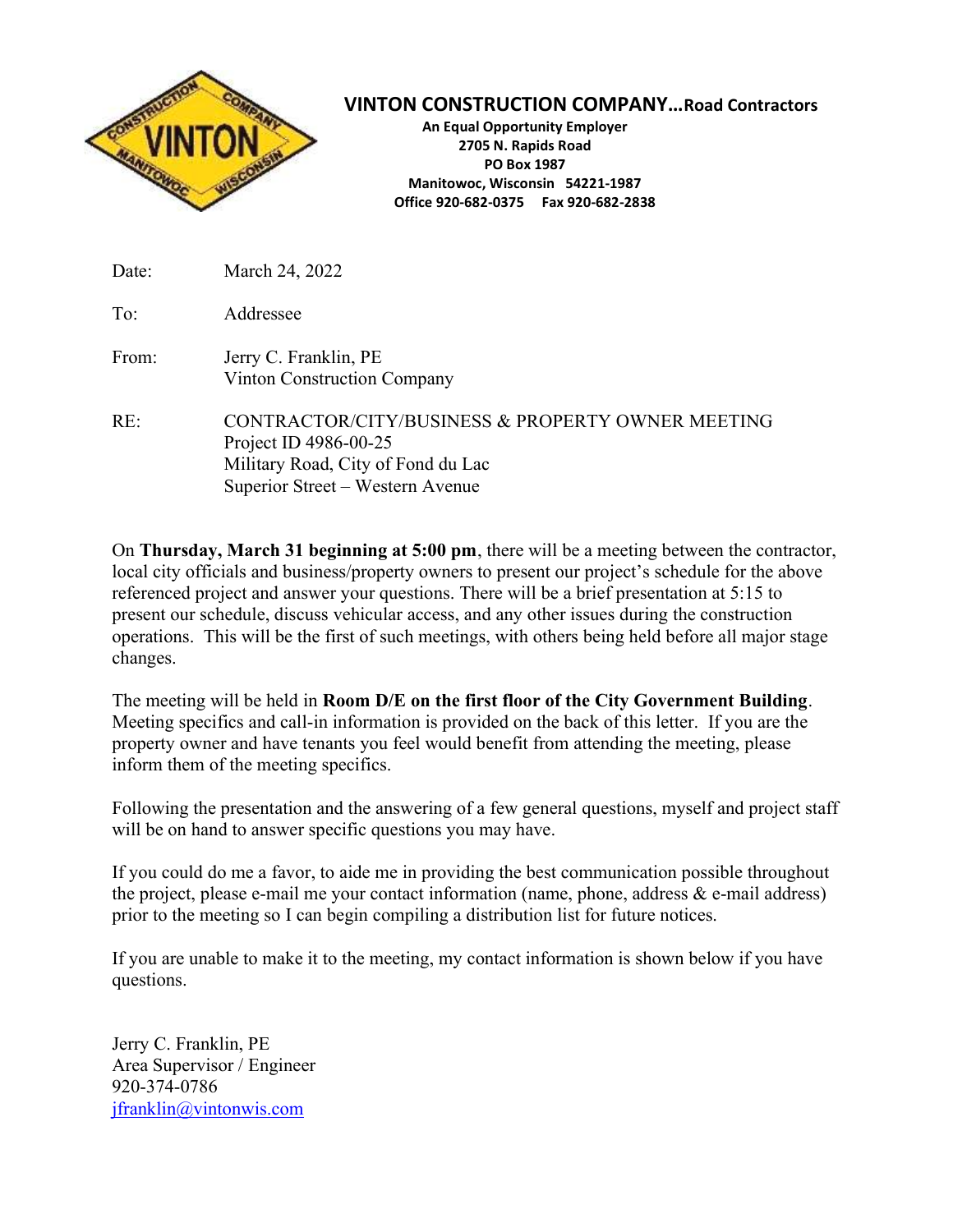# VINTON CONSTRUCTION COMPANY…Road Contractors

**An Equal Opportunity Employer**
**2705 N. Rapids Road**
**PO Box 1987**
**Manitowoc, Wisconsin 54221-1987**
**Office 920-682-0375 Fax 920-682-2838**

Date: March 24, 2022

To: Addressee

From: Jerry C. Franklin, PE
Vinton Construction Company

RE: CONTRACTOR/CITY/BUSINESS & PROPERTY OWNER MEETING
Project ID 4986-00-25
Military Road, City of Fond du Lac
Superior Street – Western Avenue

On **Thursday, March 31 beginning at 5:00 pm**, there will be a meeting between the contractor, local city officials and business/property owners to present our project's schedule for the above referenced project and answer your questions. There will be a brief presentation at 5:15 to present our schedule, discuss vehicular access, and any other issues during the construction operations. This will be the first of such meetings, with others being held before all major stage changes.

The meeting will be held in **Room D/E on the first floor of the City Government Building**. Meeting specifics and call-in information is provided on the back of this letter. If you are the property owner and have tenants you feel would benefit from attending the meeting, please inform them of the meeting specifics.

Following the presentation and the answering of a few general questions, myself and project staff will be on hand to answer specific questions you may have.

If you could do me a favor, to aide me in providing the best communication possible throughout the project, please e-mail me your contact information (name, phone, address & e-mail address) prior to the meeting so I can begin compiling a distribution list for future notices.

If you are unable to make it to the meeting, my contact information is shown below if you have questions.

Jerry C. Franklin, PE
Area Supervisor / Engineer
920-374-0786
jfranklin@vintonwis.com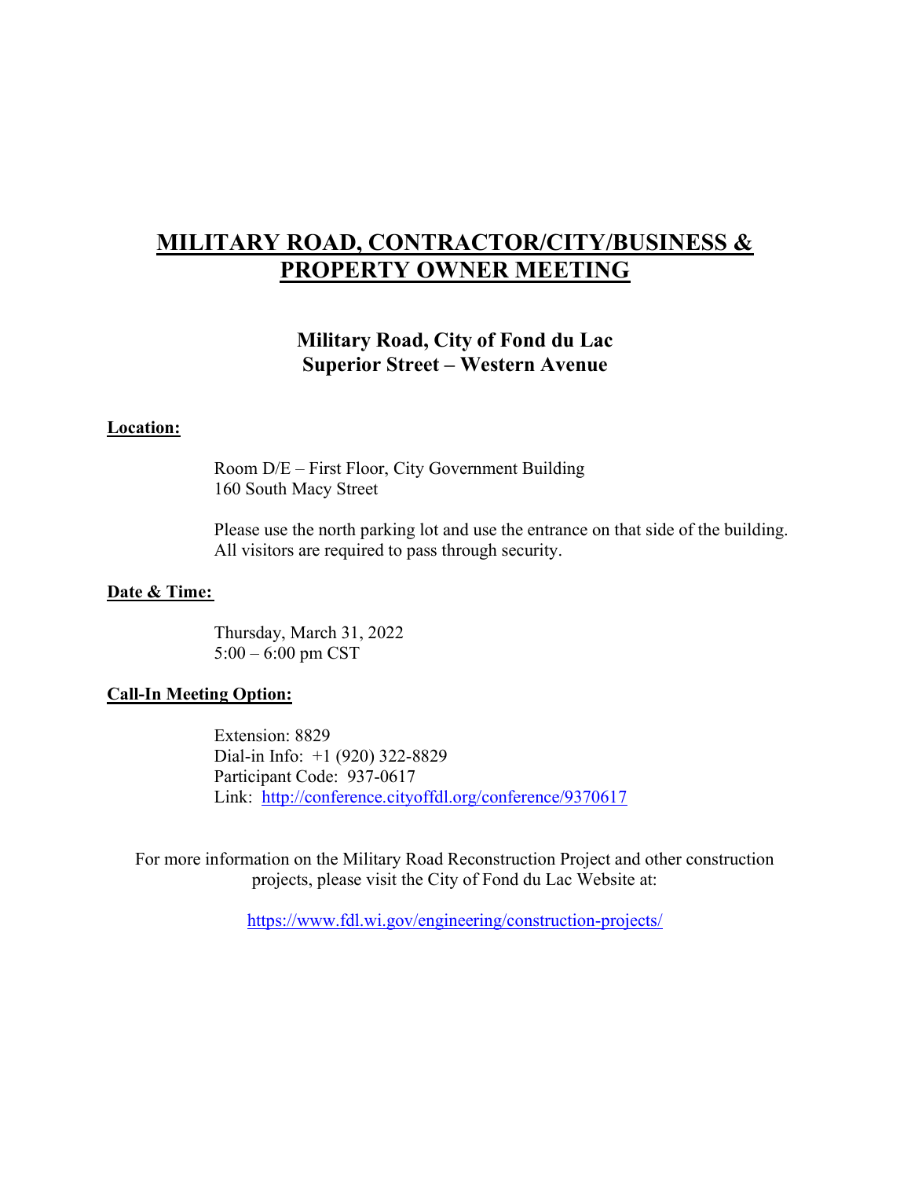# MILITARY ROAD, CONTRACTOR/CITY/BUSINESS & PROPERTY OWNER MEETING

## Military Road, City of Fond du Lac
## Superior Street – Western Avenue

**Location:**

Room D/E – First Floor, City Government Building
160 South Macy Street

Please use the north parking lot and use the entrance on that side of the building. All visitors are required to pass through security.

**Date & Time:**

Thursday, March 31, 2022
5:00 – 6:00 pm CST

**Call-In Meeting Option:**

Extension: 8829
Dial-in Info: +1 (920) 322-8829
Participant Code: 937-0617
Link: http://conference.cityoffdl.org/conference/9370617

For more information on the Military Road Reconstruction Project and other construction projects, please visit the City of Fond du Lac Website at:

https://www.fdl.wi.gov/engineering/construction-projects/